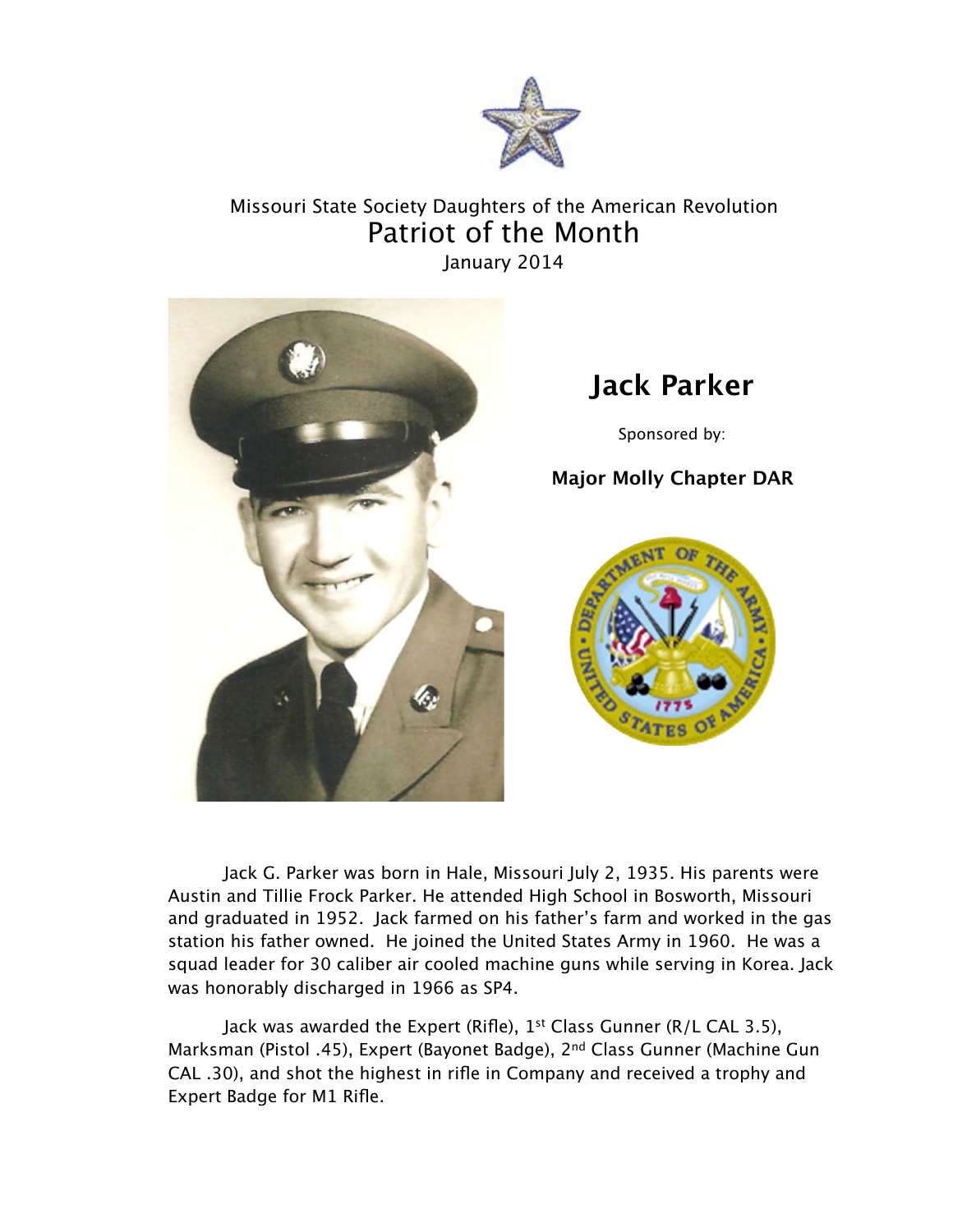Missouri State Society Daughters of the American Revolution

# Patriot of the Month

January 2014

## Jack Parker

Sponsored by:

**Major Molly Chapter DAR**

Jack G. Parker was born in Hale, Missouri July 2, 1935. His parents were Austin and Tillie Frock Parker. He attended High School in Bosworth, Missouri and graduated in 1952. Jack farmed on his father's farm and worked in the gas station his father owned. He joined the United States Army in 1960. He was a squad leader for 30 caliber air cooled machine guns while serving in Korea. Jack was honorably discharged in 1966 as SP4.

Jack was awarded the Expert (Rifle), 1st Class Gunner (R/L CAL 3.5), Marksman (Pistol .45), Expert (Bayonet Badge), 2nd Class Gunner (Machine Gun CAL .30), and shot the highest in rifle in Company and received a trophy and Expert Badge for M1 Rifle.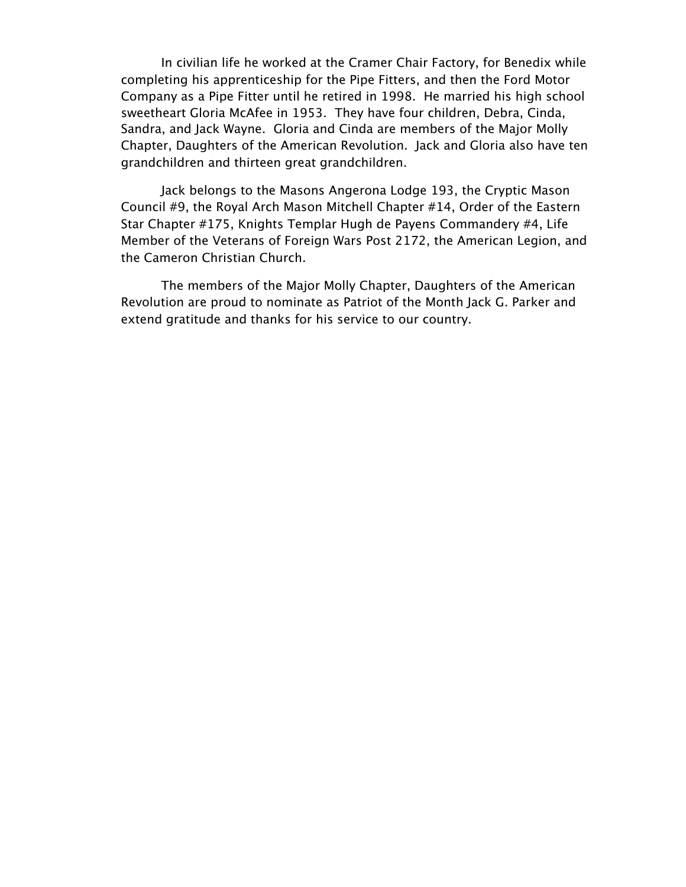In civilian life he worked at the Cramer Chair Factory, for Benedix while completing his apprenticeship for the Pipe Fitters, and then the Ford Motor Company as a Pipe Fitter until he retired in 1998. He married his high school sweetheart Gloria McAfee in 1953. They have four children, Debra, Cinda, Sandra, and Jack Wayne. Gloria and Cinda are members of the Major Molly Chapter, Daughters of the American Revolution. Jack and Gloria also have ten grandchildren and thirteen great grandchildren.

Jack belongs to the Masons Angerona Lodge 193, the Cryptic Mason Council #9, the Royal Arch Mason Mitchell Chapter #14, Order of the Eastern Star Chapter #175, Knights Templar Hugh de Payens Commandery #4, Life Member of the Veterans of Foreign Wars Post 2172, the American Legion, and the Cameron Christian Church.

The members of the Major Molly Chapter, Daughters of the American Revolution are proud to nominate as Patriot of the Month Jack G. Parker and extend gratitude and thanks for his service to our country.